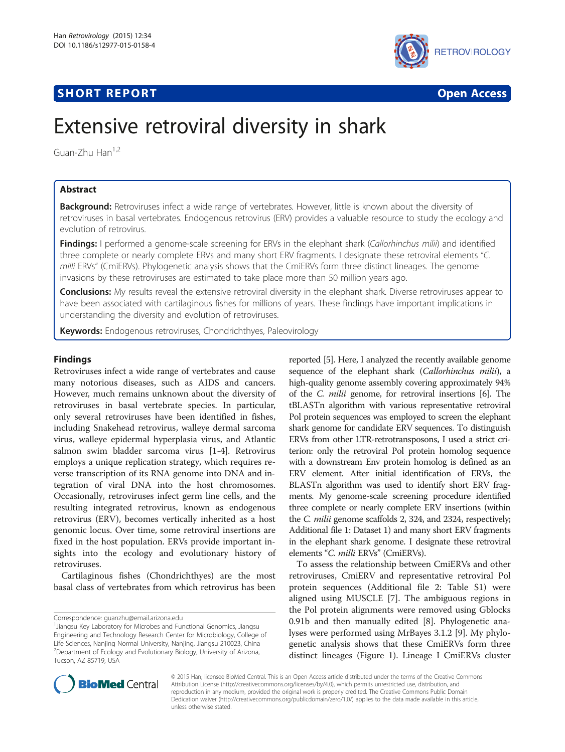**SHORT REPORT** **Open Access**

# Extensive retroviral diversity in shark

Guan-Zhu Han[1,2]

## Abstract

**Background:** Retroviruses infect a wide range of vertebrates. However, little is known about the diversity of retroviruses in basal vertebrates. Endogenous retrovirus (ERV) provides a valuable resource to study the ecology and evolution of retrovirus.

**Findings:** I performed a genome-scale screening for ERVs in the elephant shark (*Callorhinchus milii*) and identified three complete or nearly complete ERVs and many short ERV fragments. I designate these retroviral elements "*C. milli* ERVs" (CmiERVs). Phylogenetic analysis shows that the CmiERVs form three distinct lineages. The genome invasions by these retroviruses are estimated to take place more than 50 million years ago.

**Conclusions:** My results reveal the extensive retroviral diversity in the elephant shark. Diverse retroviruses appear to have been associated with cartilaginous fishes for millions of years. These findings have important implications in understanding the diversity and evolution of retroviruses.

**Keywords:** Endogenous retroviruses, Chondrichthyes, Paleovirology

## Findings

Retroviruses infect a wide range of vertebrates and cause many notorious diseases, such as AIDS and cancers. However, much remains unknown about the diversity of retroviruses in basal vertebrate species. In particular, only several retroviruses have been identified in fishes, including Snakehead retrovirus, walleye dermal sarcoma virus, walleye epidermal hyperplasia virus, and Atlantic salmon swim bladder sarcoma virus [1-4]. Retrovirus employs a unique replication strategy, which requires reverse transcription of its RNA genome into DNA and integration of viral DNA into the host chromosomes. Occasionally, retroviruses infect germ line cells, and the resulting integrated retrovirus, known as endogenous retrovirus (ERV), becomes vertically inherited as a host genomic locus. Over time, some retroviral insertions are fixed in the host population. ERVs provide important insights into the ecology and evolutionary history of retroviruses.

Cartilaginous fishes (Chondrichthyes) are the most basal class of vertebrates from which retrovirus has been reported [5]. Here, I analyzed the recently available genome sequence of the elephant shark (*Callorhinchus milii*), a high-quality genome assembly covering approximately 94% of the *C. milii* genome, for retroviral insertions [6]. The tBLASTn algorithm with various representative retroviral Pol protein sequences was employed to screen the elephant shark genome for candidate ERV sequences. To distinguish ERVs from other LTR-retrotransposons, I used a strict criterion: only the retroviral Pol protein homolog sequence with a downstream Env protein homolog is defined as an ERV element. After initial identification of ERVs, the BLASTn algorithm was used to identify short ERV fragments. My genome-scale screening procedure identified three complete or nearly complete ERV insertions (within the *C. milii* genome scaffolds 2, 324, and 2324, respectively; Additional file 1: Dataset 1) and many short ERV fragments in the elephant shark genome. I designate these retroviral elements "*C. milli* ERVs" (CmiERVs).

To assess the relationship between CmiERVs and other retroviruses, CmiERV and representative retroviral Pol protein sequences (Additional file 2: Table S1) were aligned using MUSCLE [7]. The ambiguous regions in the Pol protein alignments were removed using Gblocks 0.91b and then manually edited [8]. Phylogenetic analyses were performed using MrBayes 3.1.2 [9]. My phylogenetic analysis shows that these CmiERVs form three distinct lineages (Figure 1). Lineage I CmiERVs cluster

Correspondence: guanzhu@email.arizona.edu

[1]Jiangsu Key Laboratory for Microbes and Functional Genomics, Jiangsu Engineering and Technology Research Center for Microbiology, College of Life Sciences, Nanjing Normal University, Nanjing, Jiangsu 210023, China

[2]Department of Ecology and Evolutionary Biology, University of Arizona, Tucson, AZ 85719, USA

© 2015 Han; licensee BioMed Central. This is an Open Access article distributed under the terms of the Creative Commons Attribution License (http://creativecommons.org/licenses/by/4.0), which permits unrestricted use, distribution, and reproduction in any medium, provided the original work is properly credited. The Creative Commons Public Domain Dedication waiver (http://creativecommons.org/publicdomain/zero/1.0/) applies to the data made available in this article, unless otherwise stated.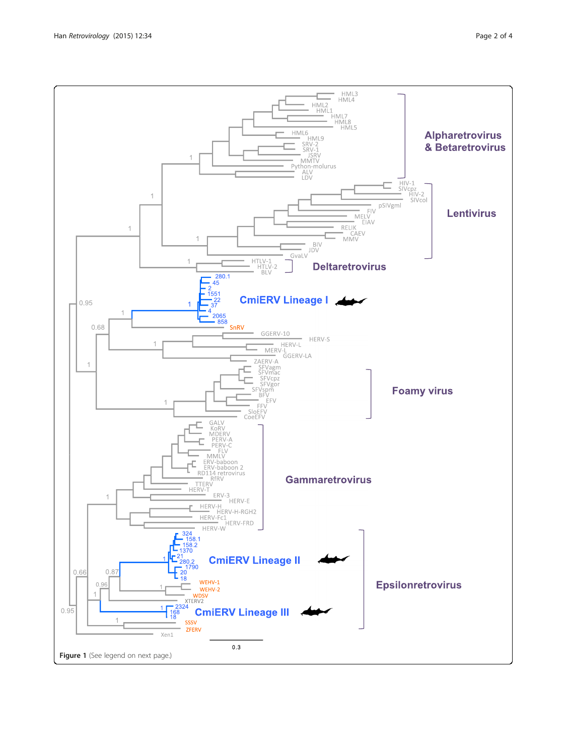**Figure 1** (See legend on next page.)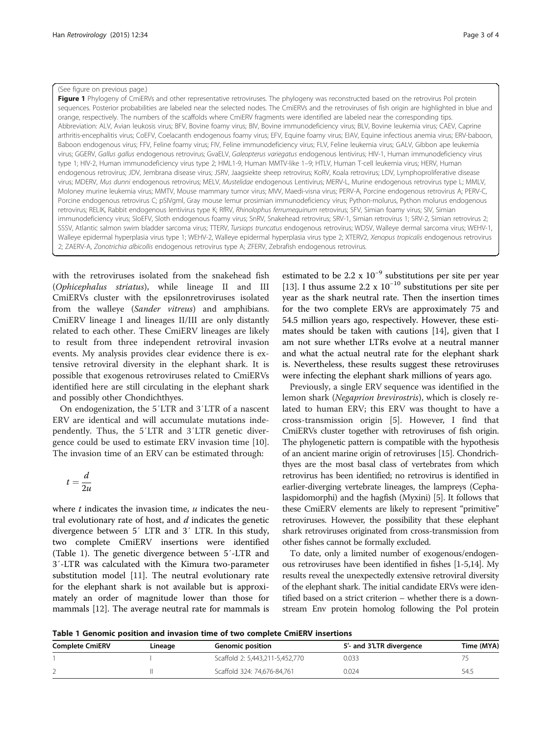(See figure on previous page.)

**Figure 1** Phylogeny of CmiERVs and other representative retroviruses. The phylogeny was reconstructed based on the retrovirus Pol protein sequences. Posterior probabilities are labeled near the selected nodes. The CmiERVs and the retroviruses of fish origin are highlighted in blue and orange, respectively. The numbers of the scaffolds where CmiERV fragments were identified are labeled near the corresponding tips. Abbreviation: ALV, Avian leukosis virus; BFV, Bovine foamy virus; BIV, Bovine immunodeficiency virus; BLV, Bovine leukemia virus; CAEV, Caprine arthritis-encephalitis virus; CoEFV, Coelacanth endogenous foamy virus; EFV, Equine foamy virus; EIAV, Equine infectious anemia virus; ERV-baboon, Baboon endogenous virus; FFV, Feline foamy virus; FIV, Feline immunodeficiency virus; FLV, Feline leukemia virus; GALV, Gibbon ape leukemia virus; GGERV, *Gallus gallus* endogenous retrovirus; GvaELV, *Galeopterus variegatus* endogenous lentivirus; HIV-1, Human immunodeficiency virus type 1; HIV-2, Human immunodeficiency virus type 2; HML1-9, Human MMTV-like 1–9; HTLV, Human T-cell leukemia virus; HERV, Human endogenous retrovirus; JDV, Jembrana disease virus; JSRV, Jaagsiekte sheep retrovirus; KoRV, Koala retrovirus; LDV, Lymphoproliferative disease virus; MDERV, *Mus dunni* endogenous retrovirus; MELV, *Mustelidae* endogenous Lentivirus; MERV-L, Murine endogenous retrovirus type L; MMLV, Moloney murine leukemia virus; MMTV, Mouse mammary tumor virus; MVV, Maedi-visna virus; PERV-A, Porcine endogenous retrovirus A; PERV-C, Porcine endogenous retrovirus C; pSIVgml, Gray mouse lemur prosimian immunodeficiency virus; Python-molurus, Python molurus endogenous retrovirus; RELIK, Rabbit endogenous lentivirus type K; RfRV, *Rhinolophus ferrumequinum* retrovirus; SFV, Simian foamy virus; SIV, Simian immunodeficiency virus; SloEFV, Sloth endogenous foamy virus; SnRV, Snakehead retrovirus; SRV-1, Simian retrovirus 1; SRV-2, Simian retrovirus 2; SSSV, Atlantic salmon swim bladder sarcoma virus; TTERV, *Tursiops truncatus* endogenous retrovirus; WDSV, Walleye dermal sarcoma virus; WEHV-1, Walleye epidermal hyperplasia virus type 1; WEHV-2, Walleye epidermal hyperplasia virus type 2; XTERV2, *Xenopus tropicalis* endogenous retrovirus 2; ZAERV-A, *Zonotrichia albicollis* endogenous retrovirus type A; ZFERV, Zebrafish endogenous retrovirus.

with the retroviruses isolated from the snakehead fish (*Ophicephalus striatus*), while lineage II and III CmiERVs cluster with the epsilonretroviruses isolated from the walleye (*Sander vitreus*) and amphibians. CmiERV lineage I and lineages II/III are only distantly related to each other. These CmiERV lineages are likely to result from three independent retroviral invasion events. My analysis provides clear evidence there is extensive retroviral diversity in the elephant shark. It is possible that exogenous retroviruses related to CmiERVs identified here are still circulating in the elephant shark and possibly other Chondrichthyes.

On endogenization, the 5′LTR and 3′LTR of a nascent ERV are identical and will accumulate mutations independently. Thus, the 5′LTR and 3′LTR genetic divergence could be used to estimate ERV invasion time [10]. The invasion time of an ERV can be estimated through:

$$t = \frac{d}{2u}$$

where $t$ indicates the invasion time, $u$ indicates the neutral evolutionary rate of host, and $d$ indicates the genetic divergence between 5′ LTR and 3′ LTR. In this study, two complete CmiERV insertions were identified (Table 1). The genetic divergence between 5′-LTR and 3′-LTR was calculated with the Kimura two-parameter substitution model [11]. The neutral evolutionary rate for the elephant shark is not available but is approximately an order of magnitude lower than those for mammals [12]. The average neutral rate for mammals is estimated to be $2.2 \times 10^{-9}$ substitutions per site per year [13]. I thus assume $2.2 \times 10^{-10}$ substitutions per site per year as the shark neutral rate. Then the insertion times for the two complete ERVs are approximately 75 and 54.5 million years ago, respectively. However, these estimates should be taken with cautions [14], given that I am not sure whether LTRs evolve at a neutral manner and what the actual neutral rate for the elephant shark is. Nevertheless, these results suggest these retroviruses were infecting the elephant shark millions of years ago.

Previously, a single ERV sequence was identified in the lemon shark (*Negaprion brevirostris*), which is closely related to human ERV; this ERV was thought to have a cross-transmission origin [5]. However, I find that CmiERVs cluster together with retroviruses of fish origin. The phylogenetic pattern is compatible with the hypothesis of an ancient marine origin of retroviruses [15]. Chondrichthyes are the most basal class of vertebrates from which retrovirus has been identified; no retrovirus is identified in earlier-diverging vertebrate lineages, the lampreys (Cephalaspidomorphi) and the hagfish (Myxini) [5]. It follows that these CmiERV elements are likely to represent "primitive" retroviruses. However, the possibility that these elephant shark retroviruses originated from cross-transmission from other fishes cannot be formally excluded.

To date, only a limited number of exogenous/endogenous retroviruses have been identified in fishes [1-5,14]. My results reveal the unexpectedly extensive retroviral diversity of the elephant shark. The initial candidate ERVs were identified based on a strict criterion – whether there is a downstream Env protein homolog following the Pol protein

**Table 1 Genomic position and invasion time of two complete CmiERV insertions**

| Complete CmiERV | Lineage | Genomic position | 5′- and 3′LTR divergence | Time (MYA) |
|---|---|---|---|---|
| 1 | I | Scaffold 2: 5,443,211-5,452,770 | 0.033 | 75 |
| 2 | II | Scaffold 324: 74,676-84,761 | 0.024 | 54.5 |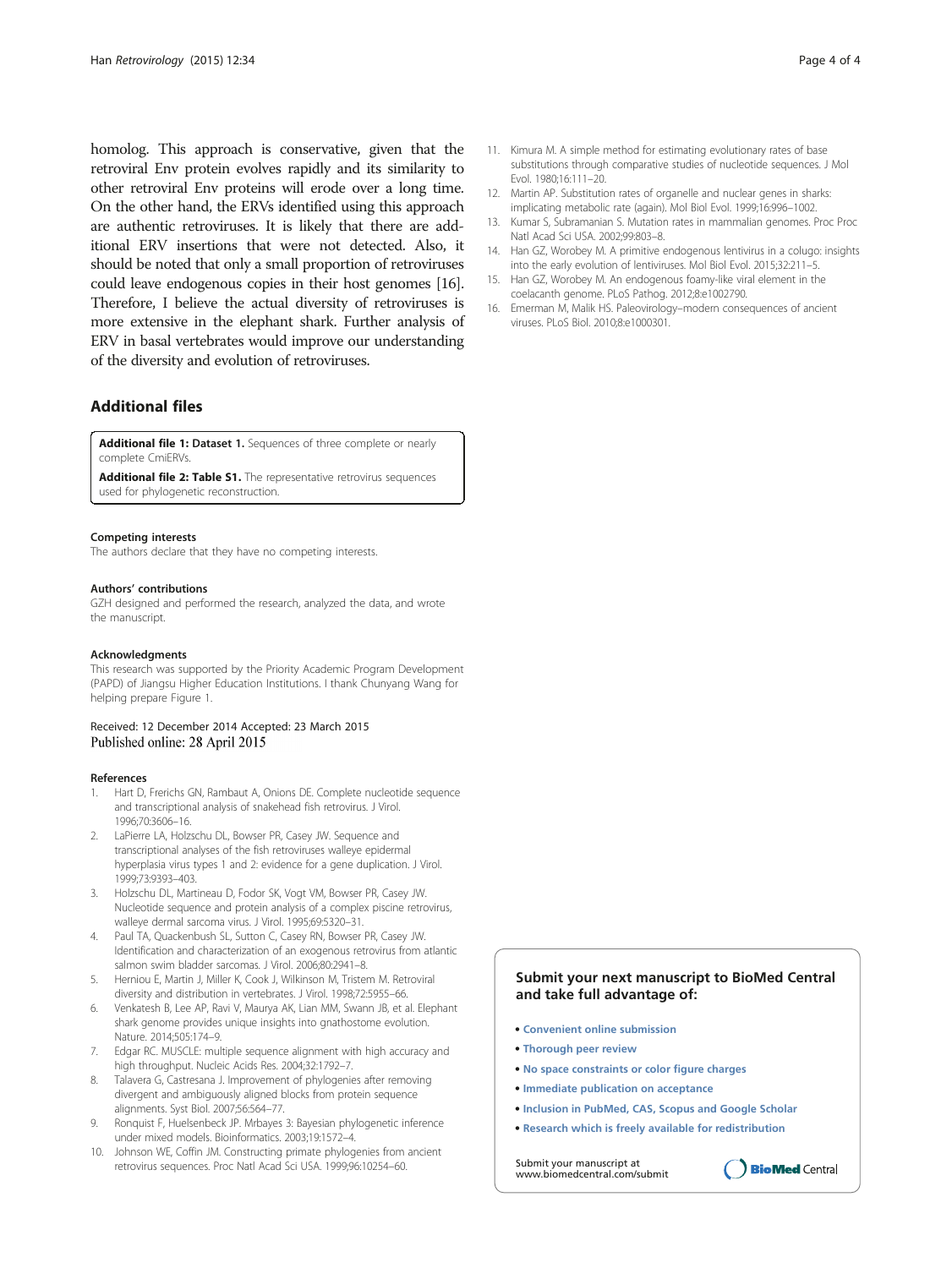homolog. This approach is conservative, given that the retroviral Env protein evolves rapidly and its similarity to other retroviral Env proteins will erode over a long time. On the other hand, the ERVs identified using this approach are authentic retroviruses. It is likely that there are additional ERV insertions that were not detected. Also, it should be noted that only a small proportion of retroviruses could leave endogenous copies in their host genomes [16]. Therefore, I believe the actual diversity of retroviruses is more extensive in the elephant shark. Further analysis of ERV in basal vertebrates would improve our understanding of the diversity and evolution of retroviruses.

## Additional files

**Additional file 1: Dataset 1.** Sequences of three complete or nearly complete CmiERVs.

**Additional file 2: Table S1.** The representative retrovirus sequences used for phylogenetic reconstruction.

#### Competing interests

The authors declare that they have no competing interests.

#### Authors' contributions

GZH designed and performed the research, analyzed the data, and wrote the manuscript.

#### Acknowledgments

This research was supported by the Priority Academic Program Development (PAPD) of Jiangsu Higher Education Institutions. I thank Chunyang Wang for helping prepare Figure 1.

Received: 12 December 2014 Accepted: 23 March 2015
Published online: 28 April 2015

#### References

1. Hart D, Frerichs GN, Rambaut A, Onions DE. Complete nucleotide sequence and transcriptional analysis of snakehead fish retrovirus. J Virol. 1996;70:3606–16.
2. LaPierre LA, Holzschu DL, Bowser PR, Casey JW. Sequence and transcriptional analyses of the fish retroviruses walleye epidermal hyperplasia virus types 1 and 2: evidence for a gene duplication. J Virol. 1999;73:9393–403.
3. Holzschu DL, Martineau D, Fodor SK, Vogt VM, Bowser PR, Casey JW. Nucleotide sequence and protein analysis of a complex piscine retrovirus, walleye dermal sarcoma virus. J Virol. 1995;69:5320–31.
4. Paul TA, Quackenbush SL, Sutton C, Casey RN, Bowser PR, Casey JW. Identification and characterization of an exogenous retrovirus from atlantic salmon swim bladder sarcomas. J Virol. 2006;80:2941–8.
5. Herniou E, Martin J, Miller K, Cook J, Wilkinson M, Tristem M. Retroviral diversity and distribution in vertebrates. J Virol. 1998;72:5955–66.
6. Venkatesh B, Lee AP, Ravi V, Maurya AK, Lian MM, Swann JB, et al. Elephant shark genome provides unique insights into gnathostome evolution. Nature. 2014;505:174–9.
7. Edgar RC. MUSCLE: multiple sequence alignment with high accuracy and high throughput. Nucleic Acids Res. 2004;32:1792–7.
8. Talavera G, Castresana J. Improvement of phylogenies after removing divergent and ambiguously aligned blocks from protein sequence alignments. Syst Biol. 2007;56:564–77.
9. Ronquist F, Huelsenbeck JP. Mrbayes 3: Bayesian phylogenetic inference under mixed models. Bioinformatics. 2003;19:1572–4.
10. Johnson WE, Coffin JM. Constructing primate phylogenies from ancient retrovirus sequences. Proc Natl Acad Sci USA. 1999;96:10254–60.
11. Kimura M. A simple method for estimating evolutionary rates of base substitutions through comparative studies of nucleotide sequences. J Mol Evol. 1980;16:111–20.
12. Martin AP. Substitution rates of organelle and nuclear genes in sharks: implicating metabolic rate (again). Mol Biol Evol. 1999;16:996–1002.
13. Kumar S, Subramanian S. Mutation rates in mammalian genomes. Proc Proc Natl Acad Sci USA. 2002;99:803–8.
14. Han GZ, Worobey M. A primitive endogenous lentivirus in a colugo: insights into the early evolution of lentiviruses. Mol Biol Evol. 2015;32:211–5.
15. Han GZ, Worobey M. An endogenous foamy-like viral element in the coelacanth genome. PLoS Pathog. 2012;8:e1002790.
16. Emerman M, Malik HS. Paleovirology–modern consequences of ancient viruses. PLoS Biol. 2010;8:e1000301.

**Submit your next manuscript to BioMed Central and take full advantage of:**

- Convenient online submission
- Thorough peer review
- No space constraints or color figure charges
- Immediate publication on acceptance
- Inclusion in PubMed, CAS, Scopus and Google Scholar
- Research which is freely available for redistribution

Submit your manuscript at
www.biomedcentral.com/submit

BioMed Central